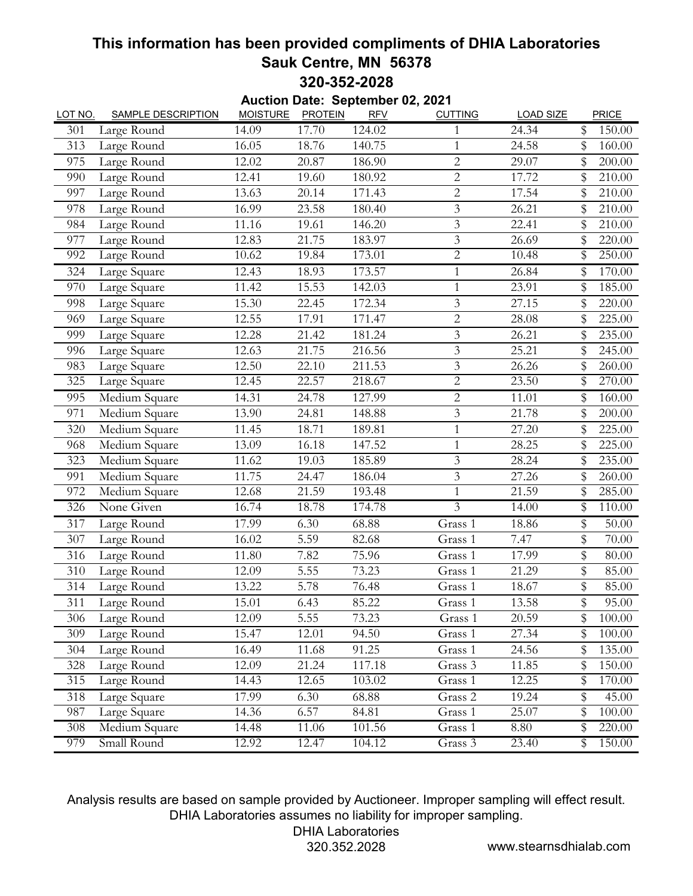# This information has been provided compliments of DHIA Laboratories

## Sauk Centre, MN 56378

## 320-352-2028

### Auction Date: September 02, 2021

| LOT NO. | SAMPLE DESCRIPTION | MOISTURE | PROTEIN | RFV | CUTTING | LOAD SIZE | PRICE |
|---|---|---|---|---|---|---|---|
| 301 | Large Round | 14.09 | 17.70 | 124.02 | 1 | 24.34 | $ 150.00 |
| 313 | Large Round | 16.05 | 18.76 | 140.75 | 1 | 24.58 | $ 160.00 |
| 975 | Large Round | 12.02 | 20.87 | 186.90 | 2 | 29.07 | $ 200.00 |
| 990 | Large Round | 12.41 | 19.60 | 180.92 | 2 | 17.72 | $ 210.00 |
| 997 | Large Round | 13.63 | 20.14 | 171.43 | 2 | 17.54 | $ 210.00 |
| 978 | Large Round | 16.99 | 23.58 | 180.40 | 3 | 26.21 | $ 210.00 |
| 984 | Large Round | 11.16 | 19.61 | 146.20 | 3 | 22.41 | $ 210.00 |
| 977 | Large Round | 12.83 | 21.75 | 183.97 | 3 | 26.69 | $ 220.00 |
| 992 | Large Round | 10.62 | 19.84 | 173.01 | 2 | 10.48 | $ 250.00 |
| 324 | Large Square | 12.43 | 18.93 | 173.57 | 1 | 26.84 | $ 170.00 |
| 970 | Large Square | 11.42 | 15.53 | 142.03 | 1 | 23.91 | $ 185.00 |
| 998 | Large Square | 15.30 | 22.45 | 172.34 | 3 | 27.15 | $ 220.00 |
| 969 | Large Square | 12.55 | 17.91 | 171.47 | 2 | 28.08 | $ 225.00 |
| 999 | Large Square | 12.28 | 21.42 | 181.24 | 3 | 26.21 | $ 235.00 |
| 996 | Large Square | 12.63 | 21.75 | 216.56 | 3 | 25.21 | $ 245.00 |
| 983 | Large Square | 12.50 | 22.10 | 211.53 | 3 | 26.26 | $ 260.00 |
| 325 | Large Square | 12.45 | 22.57 | 218.67 | 2 | 23.50 | $ 270.00 |
| 995 | Medium Square | 14.31 | 24.78 | 127.99 | 2 | 11.01 | $ 160.00 |
| 971 | Medium Square | 13.90 | 24.81 | 148.88 | 3 | 21.78 | $ 200.00 |
| 320 | Medium Square | 11.45 | 18.71 | 189.81 | 1 | 27.20 | $ 225.00 |
| 968 | Medium Square | 13.09 | 16.18 | 147.52 | 1 | 28.25 | $ 225.00 |
| 323 | Medium Square | 11.62 | 19.03 | 185.89 | 3 | 28.24 | $ 235.00 |
| 991 | Medium Square | 11.75 | 24.47 | 186.04 | 3 | 27.26 | $ 260.00 |
| 972 | Medium Square | 12.68 | 21.59 | 193.48 | 1 | 21.59 | $ 285.00 |
| 326 | None Given | 16.74 | 18.78 | 174.78 | 3 | 14.00 | $ 110.00 |
| 317 | Large Round | 17.99 | 6.30 | 68.88 | Grass 1 | 18.86 | $ 50.00 |
| 307 | Large Round | 16.02 | 5.59 | 82.68 | Grass 1 | 7.47 | $ 70.00 |
| 316 | Large Round | 11.80 | 7.82 | 75.96 | Grass 1 | 17.99 | $ 80.00 |
| 310 | Large Round | 12.09 | 5.55 | 73.23 | Grass 1 | 21.29 | $ 85.00 |
| 314 | Large Round | 13.22 | 5.78 | 76.48 | Grass 1 | 18.67 | $ 85.00 |
| 311 | Large Round | 15.01 | 6.43 | 85.22 | Grass 1 | 13.58 | $ 95.00 |
| 306 | Large Round | 12.09 | 5.55 | 73.23 | Grass 1 | 20.59 | $ 100.00 |
| 309 | Large Round | 15.47 | 12.01 | 94.50 | Grass 1 | 27.34 | $ 100.00 |
| 304 | Large Round | 16.49 | 11.68 | 91.25 | Grass 1 | 24.56 | $ 135.00 |
| 328 | Large Round | 12.09 | 21.24 | 117.18 | Grass 3 | 11.85 | $ 150.00 |
| 315 | Large Round | 14.43 | 12.65 | 103.02 | Grass 1 | 12.25 | $ 170.00 |
| 318 | Large Square | 17.99 | 6.30 | 68.88 | Grass 2 | 19.24 | $ 45.00 |
| 987 | Large Square | 14.36 | 6.57 | 84.81 | Grass 1 | 25.07 | $ 100.00 |
| 308 | Medium Square | 14.48 | 11.06 | 101.56 | Grass 1 | 8.80 | $ 220.00 |
| 979 | Small Round | 12.92 | 12.47 | 104.12 | Grass 3 | 23.40 | $ 150.00 |

Analysis results are based on sample provided by Auctioneer. Improper sampling will effect result. DHIA Laboratories assumes no liability for improper sampling.

DHIA Laboratories
320.352.2028

www.stearnsdhialab.com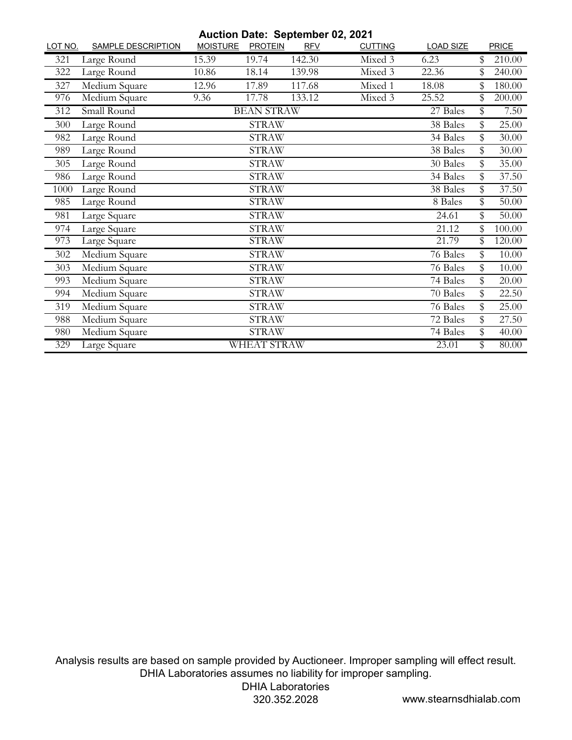**Auction Date: September 02, 2021**

| LOT NO. | SAMPLE DESCRIPTION | MOISTURE | PROTEIN | RFV | CUTTING | LOAD SIZE | PRICE |
|---|---|---|---|---|---|---|---|
| 321 | Large Round | 15.39 | 19.74 | 142.30 | Mixed 3 | 6.23 | $ 210.00 |
| 322 | Large Round | 10.86 | 18.14 | 139.98 | Mixed 3 | 22.36 | $ 240.00 |
| 327 | Medium Square | 12.96 | 17.89 | 117.68 | Mixed 1 | 18.08 | $ 180.00 |
| 976 | Medium Square | 9.36 | 17.78 | 133.12 | Mixed 3 | 25.52 | $ 200.00 |
| 312 | Small Round | | BEAN STRAW | | | 27 Bales | $ 7.50 |
| 300 | Large Round | | STRAW | | | 38 Bales | $ 25.00 |
| 982 | Large Round | | STRAW | | | 34 Bales | $ 30.00 |
| 989 | Large Round | | STRAW | | | 38 Bales | $ 30.00 |
| 305 | Large Round | | STRAW | | | 30 Bales | $ 35.00 |
| 986 | Large Round | | STRAW | | | 34 Bales | $ 37.50 |
| 1000 | Large Round | | STRAW | | | 38 Bales | $ 37.50 |
| 985 | Large Round | | STRAW | | | 8 Bales | $ 50.00 |
| 981 | Large Square | | STRAW | | | 24.61 | $ 50.00 |
| 974 | Large Square | | STRAW | | | 21.12 | $ 100.00 |
| 973 | Large Square | | STRAW | | | 21.79 | $ 120.00 |
| 302 | Medium Square | | STRAW | | | 76 Bales | $ 10.00 |
| 303 | Medium Square | | STRAW | | | 76 Bales | $ 10.00 |
| 993 | Medium Square | | STRAW | | | 74 Bales | $ 20.00 |
| 994 | Medium Square | | STRAW | | | 70 Bales | $ 22.50 |
| 319 | Medium Square | | STRAW | | | 76 Bales | $ 25.00 |
| 988 | Medium Square | | STRAW | | | 72 Bales | $ 27.50 |
| 980 | Medium Square | | STRAW | | | 74 Bales | $ 40.00 |
| 329 | Large Square | | WHEAT STRAW | | | 23.01 | $ 80.00 |

Analysis results are based on sample provided by Auctioneer. Improper sampling will effect result.
DHIA Laboratories assumes no liability for improper sampling.

DHIA Laboratories
320.352.2028
www.stearnsdhialab.com